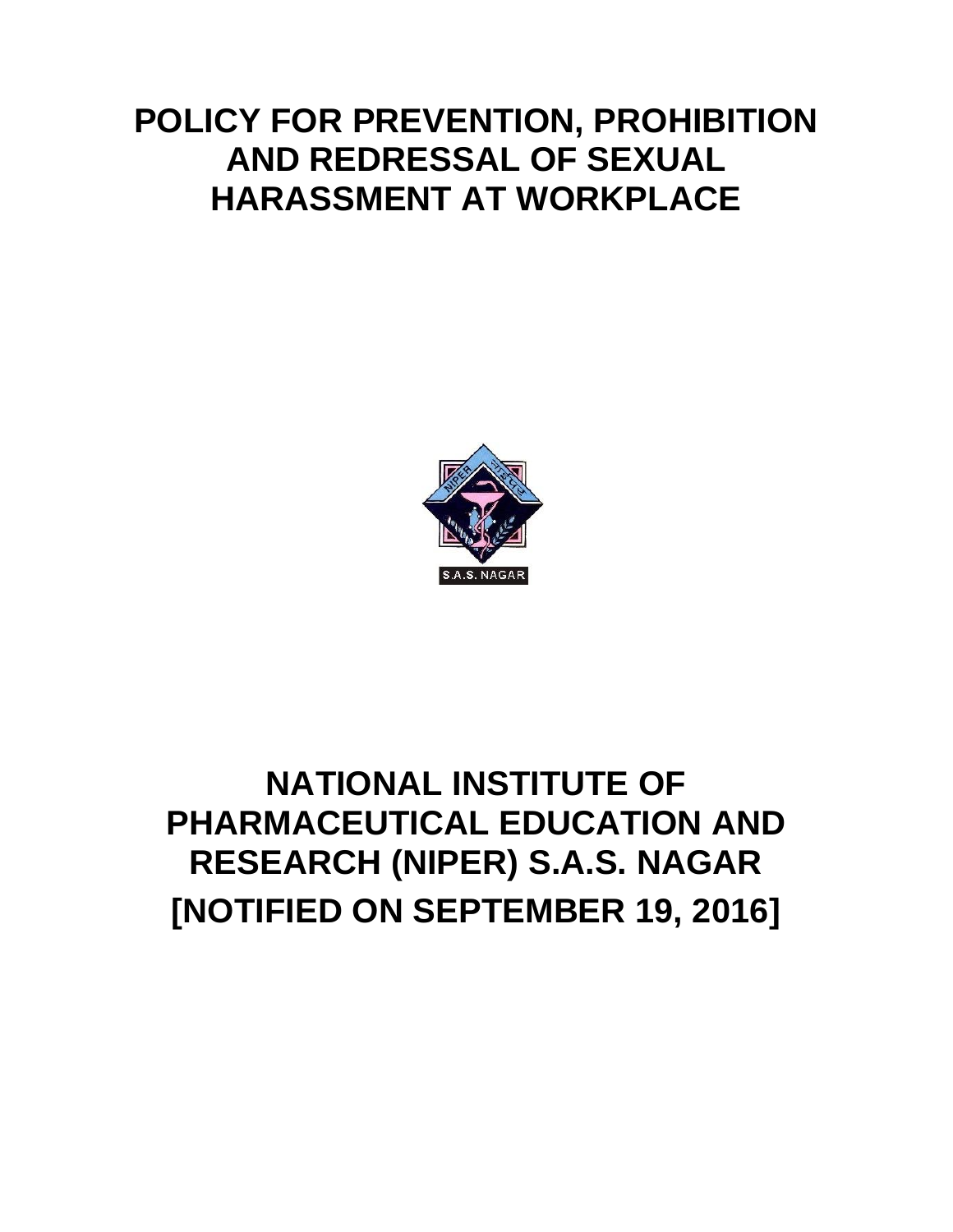# POLICY FOR PREVENTION, PROHIBITION AND REDRESSAL OF SEXUAL HARASSMENT AT WORKPLACE

# NATIONAL INSTITUTE OF PHARMACEUTICAL EDUCATION AND RESEARCH (NIPER) S.A.S. NAGAR

# [NOTIFIED ON SEPTEMBER 19, 2016]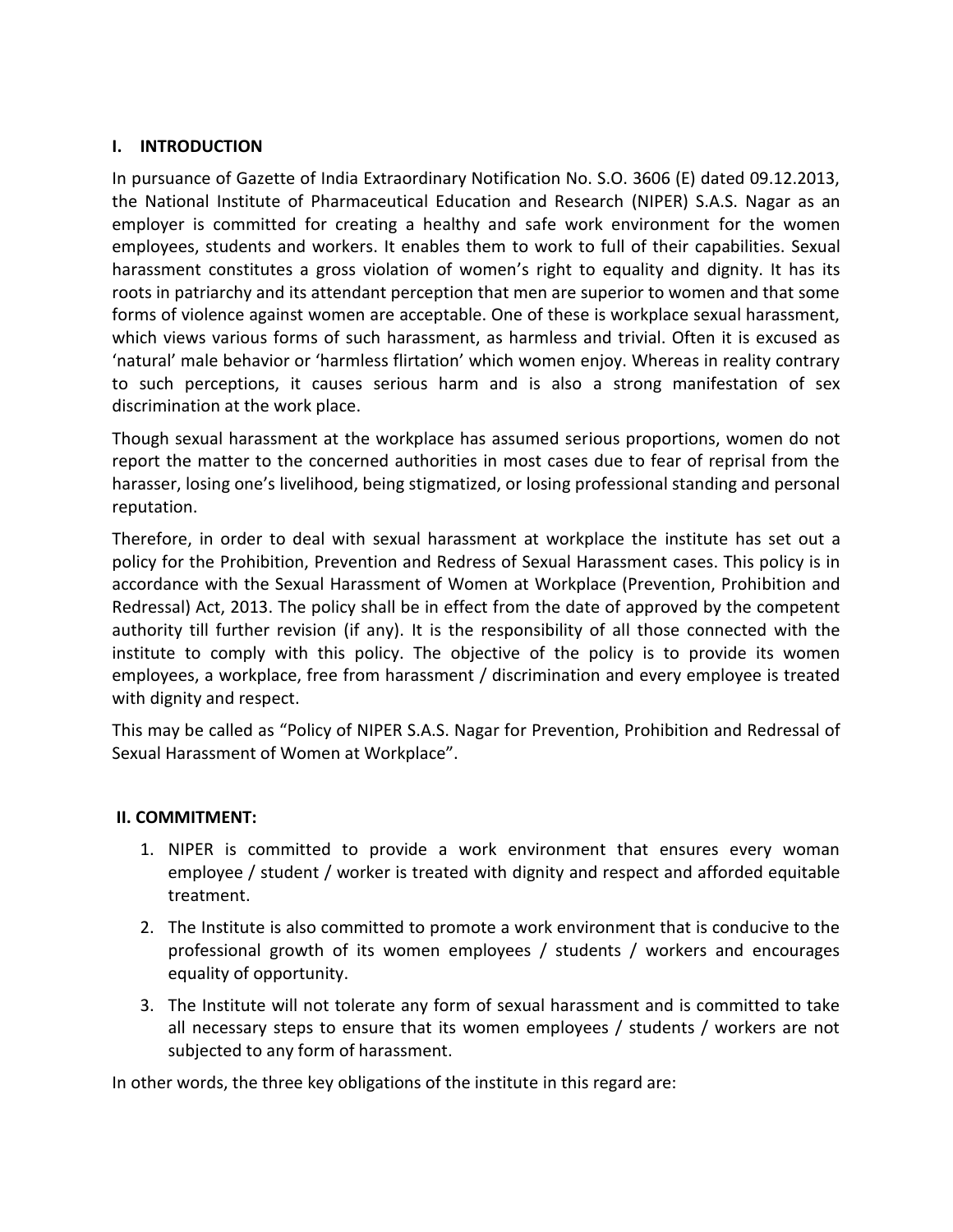## I. INTRODUCTION

In pursuance of Gazette of India Extraordinary Notification No. S.O. 3606 (E) dated 09.12.2013, the National Institute of Pharmaceutical Education and Research (NIPER) S.A.S. Nagar as an employer is committed for creating a healthy and safe work environment for the women employees, students and workers. It enables them to work to full of their capabilities. Sexual harassment constitutes a gross violation of women's right to equality and dignity. It has its roots in patriarchy and its attendant perception that men are superior to women and that some forms of violence against women are acceptable. One of these is workplace sexual harassment, which views various forms of such harassment, as harmless and trivial. Often it is excused as 'natural' male behavior or 'harmless flirtation' which women enjoy. Whereas in reality contrary to such perceptions, it causes serious harm and is also a strong manifestation of sex discrimination at the work place.

Though sexual harassment at the workplace has assumed serious proportions, women do not report the matter to the concerned authorities in most cases due to fear of reprisal from the harasser, losing one's livelihood, being stigmatized, or losing professional standing and personal reputation.

Therefore, in order to deal with sexual harassment at workplace the institute has set out a policy for the Prohibition, Prevention and Redress of Sexual Harassment cases. This policy is in accordance with the Sexual Harassment of Women at Workplace (Prevention, Prohibition and Redressal) Act, 2013. The policy shall be in effect from the date of approved by the competent authority till further revision (if any). It is the responsibility of all those connected with the institute to comply with this policy. The objective of the policy is to provide its women employees, a workplace, free from harassment / discrimination and every employee is treated with dignity and respect.

This may be called as "Policy of NIPER S.A.S. Nagar for Prevention, Prohibition and Redressal of Sexual Harassment of Women at Workplace".

## II. COMMITMENT:

1. NIPER is committed to provide a work environment that ensures every woman employee / student / worker is treated with dignity and respect and afforded equitable treatment.
2. The Institute is also committed to promote a work environment that is conducive to the professional growth of its women employees / students / workers and encourages equality of opportunity.
3. The Institute will not tolerate any form of sexual harassment and is committed to take all necessary steps to ensure that its women employees / students / workers are not subjected to any form of harassment.

In other words, the three key obligations of the institute in this regard are: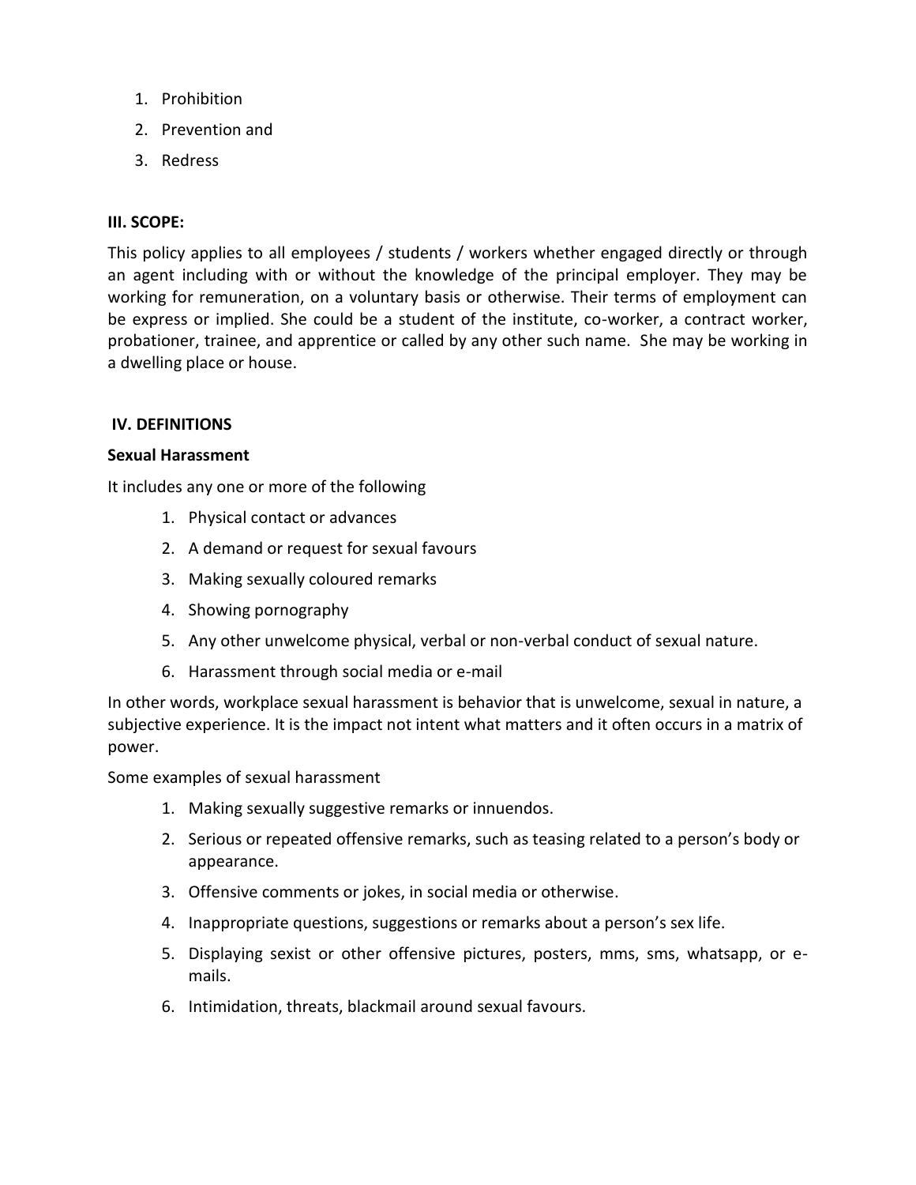1. Prohibition
2. Prevention and
3. Redress

### III. SCOPE:

This policy applies to all employees / students / workers whether engaged directly or through an agent including with or without the knowledge of the principal employer. They may be working for remuneration, on a voluntary basis or otherwise. Their terms of employment can be express or implied. She could be a student of the institute, co-worker, a contract worker, probationer, trainee, and apprentice or called by any other such name. She may be working in a dwelling place or house.

### IV. DEFINITIONS

**Sexual Harassment**

It includes any one or more of the following

1. Physical contact or advances
2. A demand or request for sexual favours
3. Making sexually coloured remarks
4. Showing pornography
5. Any other unwelcome physical, verbal or non-verbal conduct of sexual nature.
6. Harassment through social media or e-mail

In other words, workplace sexual harassment is behavior that is unwelcome, sexual in nature, a subjective experience. It is the impact not intent what matters and it often occurs in a matrix of power.

Some examples of sexual harassment

1. Making sexually suggestive remarks or innuendos.
2. Serious or repeated offensive remarks, such as teasing related to a person's body or appearance.
3. Offensive comments or jokes, in social media or otherwise.
4. Inappropriate questions, suggestions or remarks about a person's sex life.
5. Displaying sexist or other offensive pictures, posters, mms, sms, whatsapp, or e-mails.
6. Intimidation, threats, blackmail around sexual favours.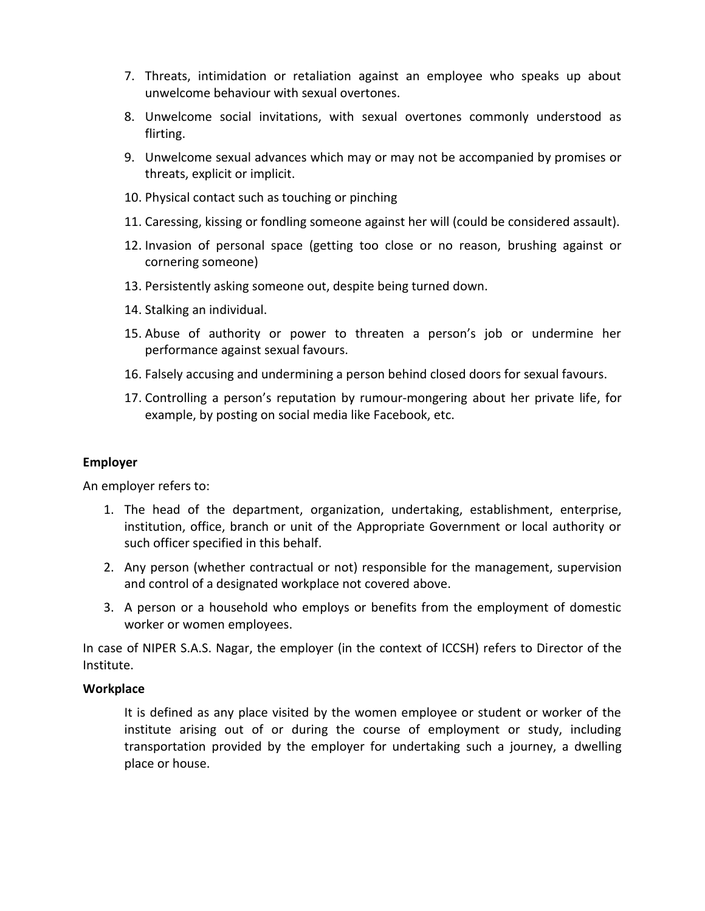7. Threats, intimidation or retaliation against an employee who speaks up about unwelcome behaviour with sexual overtones.
8. Unwelcome social invitations, with sexual overtones commonly understood as flirting.
9. Unwelcome sexual advances which may or may not be accompanied by promises or threats, explicit or implicit.
10. Physical contact such as touching or pinching
11. Caressing, kissing or fondling someone against her will (could be considered assault).
12. Invasion of personal space (getting too close or no reason, brushing against or cornering someone)
13. Persistently asking someone out, despite being turned down.
14. Stalking an individual.
15. Abuse of authority or power to threaten a person's job or undermine her performance against sexual favours.
16. Falsely accusing and undermining a person behind closed doors for sexual favours.
17. Controlling a person's reputation by rumour-mongering about her private life, for example, by posting on social media like Facebook, etc.

**Employer**

An employer refers to:

1. The head of the department, organization, undertaking, establishment, enterprise, institution, office, branch or unit of the Appropriate Government or local authority or such officer specified in this behalf.
2. Any person (whether contractual or not) responsible for the management, supervision and control of a designated workplace not covered above.
3. A person or a household who employs or benefits from the employment of domestic worker or women employees.

In case of NIPER S.A.S. Nagar, the employer (in the context of ICCSH) refers to Director of the Institute.

**Workplace**

It is defined as any place visited by the women employee or student or worker of the institute arising out of or during the course of employment or study, including transportation provided by the employer for undertaking such a journey, a dwelling place or house.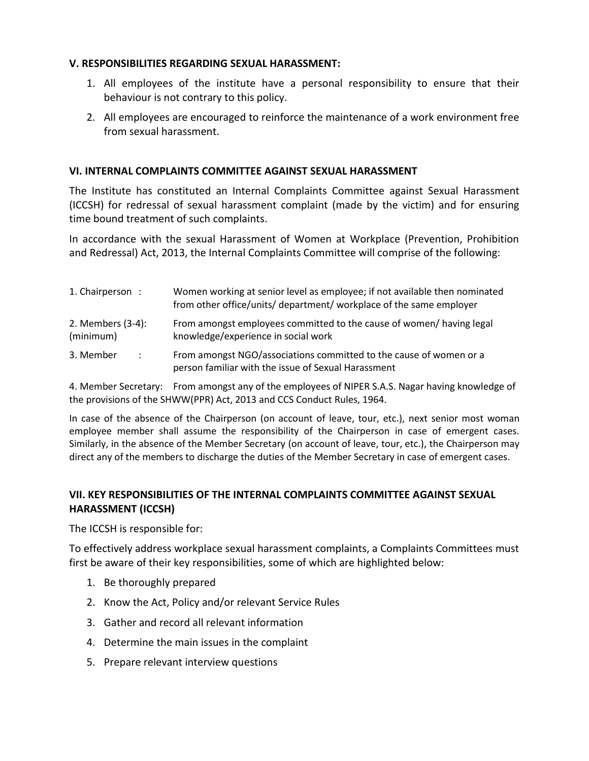### V. RESPONSIBILITIES REGARDING SEXUAL HARASSMENT:

1. All employees of the institute have a personal responsibility to ensure that their behaviour is not contrary to this policy.
2. All employees are encouraged to reinforce the maintenance of a work environment free from sexual harassment.

### VI. INTERNAL COMPLAINTS COMMITTEE AGAINST SEXUAL HARASSMENT

The Institute has constituted an Internal Complaints Committee against Sexual Harassment (ICCSH) for redressal of sexual harassment complaint (made by the victim) and for ensuring time bound treatment of such complaints.

In accordance with the sexual Harassment of Women at Workplace (Prevention, Prohibition and Redressal) Act, 2013, the Internal Complaints Committee will comprise of the following:

| | |
|---|---|
| 1. Chairperson : | Women working at senior level as employee; if not available then nominated from other office/units/ department/ workplace of the same employer |
| 2. Members (3-4): (minimum) | From amongst employees committed to the cause of women/ having legal knowledge/experience in social work |
| 3. Member : | From amongst NGO/associations committed to the cause of women or a person familiar with the issue of Sexual Harassment |

4. Member Secretary: From amongst any of the employees of NIPER S.A.S. Nagar having knowledge of the provisions of the SHWW(PPR) Act, 2013 and CCS Conduct Rules, 1964.

In case of the absence of the Chairperson (on account of leave, tour, etc.), next senior most woman employee member shall assume the responsibility of the Chairperson in case of emergent cases. Similarly, in the absence of the Member Secretary (on account of leave, tour, etc.), the Chairperson may direct any of the members to discharge the duties of the Member Secretary in case of emergent cases.

### VII. KEY RESPONSIBILITIES OF THE INTERNAL COMPLAINTS COMMITTEE AGAINST SEXUAL HARASSMENT (ICCSH)

The ICCSH is responsible for:

To effectively address workplace sexual harassment complaints, a Complaints Committees must first be aware of their key responsibilities, some of which are highlighted below:

1. Be thoroughly prepared
2. Know the Act, Policy and/or relevant Service Rules
3. Gather and record all relevant information
4. Determine the main issues in the complaint
5. Prepare relevant interview questions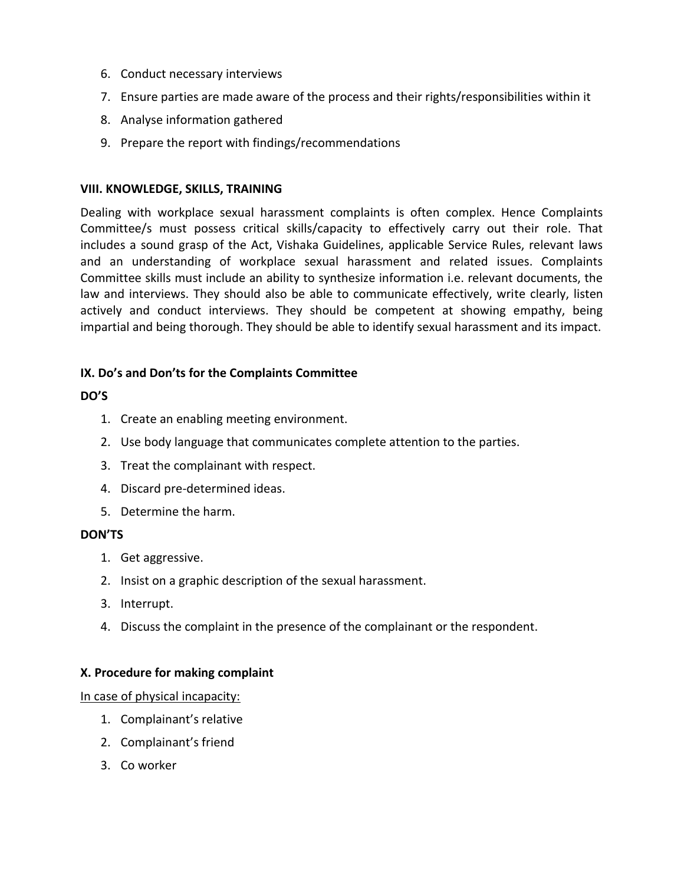6. Conduct necessary interviews
7. Ensure parties are made aware of the process and their rights/responsibilities within it
8. Analyse information gathered
9. Prepare the report with findings/recommendations

## VIII. KNOWLEDGE, SKILLS, TRAINING

Dealing with workplace sexual harassment complaints is often complex. Hence Complaints Committee/s must possess critical skills/capacity to effectively carry out their role. That includes a sound grasp of the Act, Vishaka Guidelines, applicable Service Rules, relevant laws and an understanding of workplace sexual harassment and related issues. Complaints Committee skills must include an ability to synthesize information i.e. relevant documents, the law and interviews. They should also be able to communicate effectively, write clearly, listen actively and conduct interviews. They should be competent at showing empathy, being impartial and being thorough. They should be able to identify sexual harassment and its impact.

## IX. Do's and Don'ts for the Complaints Committee

**DO'S**

1. Create an enabling meeting environment.
2. Use body language that communicates complete attention to the parties.
3. Treat the complainant with respect.
4. Discard pre-determined ideas.
5. Determine the harm.

**DON'TS**

1. Get aggressive.
2. Insist on a graphic description of the sexual harassment.
3. Interrupt.
4. Discuss the complaint in the presence of the complainant or the respondent.

## X. Procedure for making complaint

<u>In case of physical incapacity:</u>

1. Complainant's relative
2. Complainant's friend
3. Co worker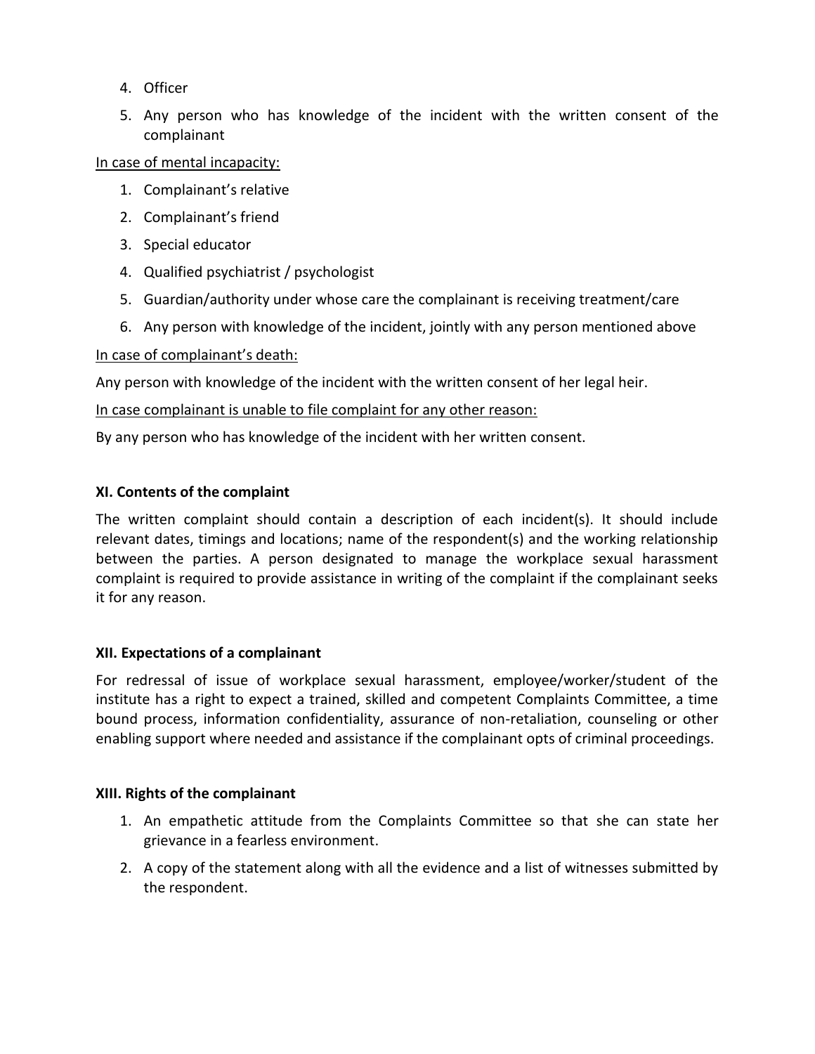4. Officer
5. Any person who has knowledge of the incident with the written consent of the complainant

<u>In case of mental incapacity:</u>

1. Complainant's relative
2. Complainant's friend
3. Special educator
4. Qualified psychiatrist / psychologist
5. Guardian/authority under whose care the complainant is receiving treatment/care
6. Any person with knowledge of the incident, jointly with any person mentioned above

<u>In case of complainant's death:</u>

Any person with knowledge of the incident with the written consent of her legal heir.

<u>In case complainant is unable to file complaint for any other reason:</u>

By any person who has knowledge of the incident with her written consent.

**XI. Contents of the complaint**

The written complaint should contain a description of each incident(s). It should include relevant dates, timings and locations; name of the respondent(s) and the working relationship between the parties. A person designated to manage the workplace sexual harassment complaint is required to provide assistance in writing of the complaint if the complainant seeks it for any reason.

**XII. Expectations of a complainant**

For redressal of issue of workplace sexual harassment, employee/worker/student of the institute has a right to expect a trained, skilled and competent Complaints Committee, a time bound process, information confidentiality, assurance of non-retaliation, counseling or other enabling support where needed and assistance if the complainant opts of criminal proceedings.

**XIII. Rights of the complainant**

1. An empathetic attitude from the Complaints Committee so that she can state her grievance in a fearless environment.
2. A copy of the statement along with all the evidence and a list of witnesses submitted by the respondent.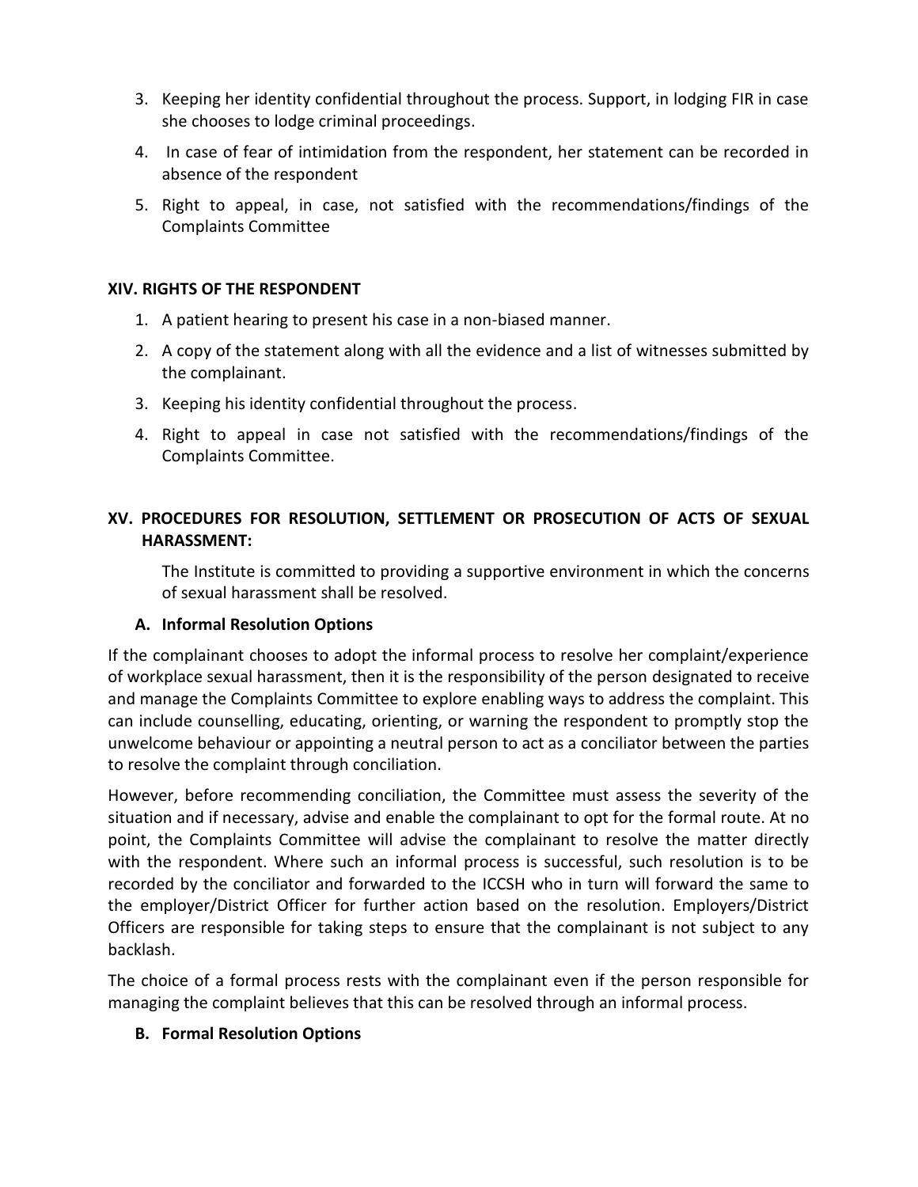3. Keeping her identity confidential throughout the process. Support, in lodging FIR in case she chooses to lodge criminal proceedings.
4. In case of fear of intimidation from the respondent, her statement can be recorded in absence of the respondent
5. Right to appeal, in case, not satisfied with the recommendations/findings of the Complaints Committee

## XIV. RIGHTS OF THE RESPONDENT

1. A patient hearing to present his case in a non-biased manner.
2. A copy of the statement along with all the evidence and a list of witnesses submitted by the complainant.
3. Keeping his identity confidential throughout the process.
4. Right to appeal in case not satisfied with the recommendations/findings of the Complaints Committee.

## XV. PROCEDURES FOR RESOLUTION, SETTLEMENT OR PROSECUTION OF ACTS OF SEXUAL HARASSMENT:

The Institute is committed to providing a supportive environment in which the concerns of sexual harassment shall be resolved.

### A. Informal Resolution Options

If the complainant chooses to adopt the informal process to resolve her complaint/experience of workplace sexual harassment, then it is the responsibility of the person designated to receive and manage the Complaints Committee to explore enabling ways to address the complaint. This can include counselling, educating, orienting, or warning the respondent to promptly stop the unwelcome behaviour or appointing a neutral person to act as a conciliator between the parties to resolve the complaint through conciliation.

However, before recommending conciliation, the Committee must assess the severity of the situation and if necessary, advise and enable the complainant to opt for the formal route. At no point, the Complaints Committee will advise the complainant to resolve the matter directly with the respondent. Where such an informal process is successful, such resolution is to be recorded by the conciliator and forwarded to the ICCSH who in turn will forward the same to the employer/District Officer for further action based on the resolution. Employers/District Officers are responsible for taking steps to ensure that the complainant is not subject to any backlash.

The choice of a formal process rests with the complainant even if the person responsible for managing the complaint believes that this can be resolved through an informal process.

### B. Formal Resolution Options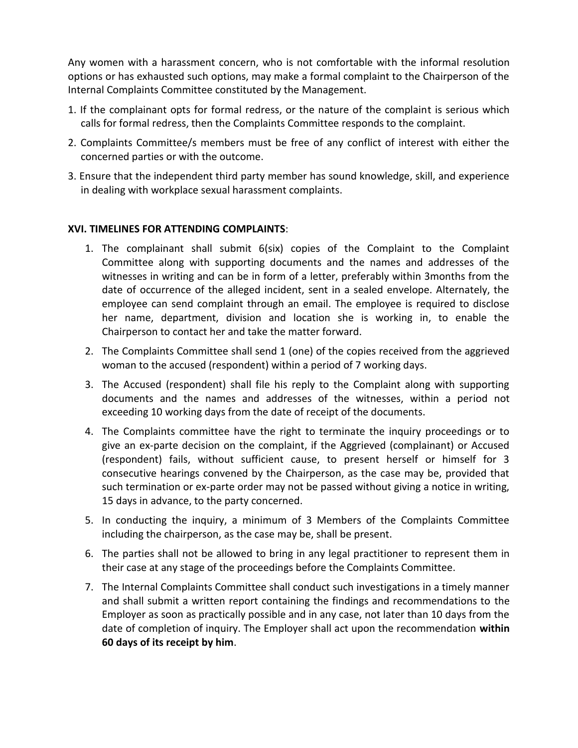Any women with a harassment concern, who is not comfortable with the informal resolution options or has exhausted such options, may make a formal complaint to the Chairperson of the Internal Complaints Committee constituted by the Management.

1. If the complainant opts for formal redress, or the nature of the complaint is serious which calls for formal redress, then the Complaints Committee responds to the complaint.
2. Complaints Committee/s members must be free of any conflict of interest with either the concerned parties or with the outcome.
3. Ensure that the independent third party member has sound knowledge, skill, and experience in dealing with workplace sexual harassment complaints.

**XVI. TIMELINES FOR ATTENDING COMPLAINTS**:

1. The complainant shall submit 6(six) copies of the Complaint to the Complaint Committee along with supporting documents and the names and addresses of the witnesses in writing and can be in form of a letter, preferably within 3months from the date of occurrence of the alleged incident, sent in a sealed envelope. Alternately, the employee can send complaint through an email. The employee is required to disclose her name, department, division and location she is working in, to enable the Chairperson to contact her and take the matter forward.
2. The Complaints Committee shall send 1 (one) of the copies received from the aggrieved woman to the accused (respondent) within a period of 7 working days.
3. The Accused (respondent) shall file his reply to the Complaint along with supporting documents and the names and addresses of the witnesses, within a period not exceeding 10 working days from the date of receipt of the documents.
4. The Complaints committee have the right to terminate the inquiry proceedings or to give an ex-parte decision on the complaint, if the Aggrieved (complainant) or Accused (respondent) fails, without sufficient cause, to present herself or himself for 3 consecutive hearings convened by the Chairperson, as the case may be, provided that such termination or ex-parte order may not be passed without giving a notice in writing, 15 days in advance, to the party concerned.
5. In conducting the inquiry, a minimum of 3 Members of the Complaints Committee including the chairperson, as the case may be, shall be present.
6. The parties shall not be allowed to bring in any legal practitioner to represent them in their case at any stage of the proceedings before the Complaints Committee.
7. The Internal Complaints Committee shall conduct such investigations in a timely manner and shall submit a written report containing the findings and recommendations to the Employer as soon as practically possible and in any case, not later than 10 days from the date of completion of inquiry. The Employer shall act upon the recommendation **within 60 days of its receipt by him**.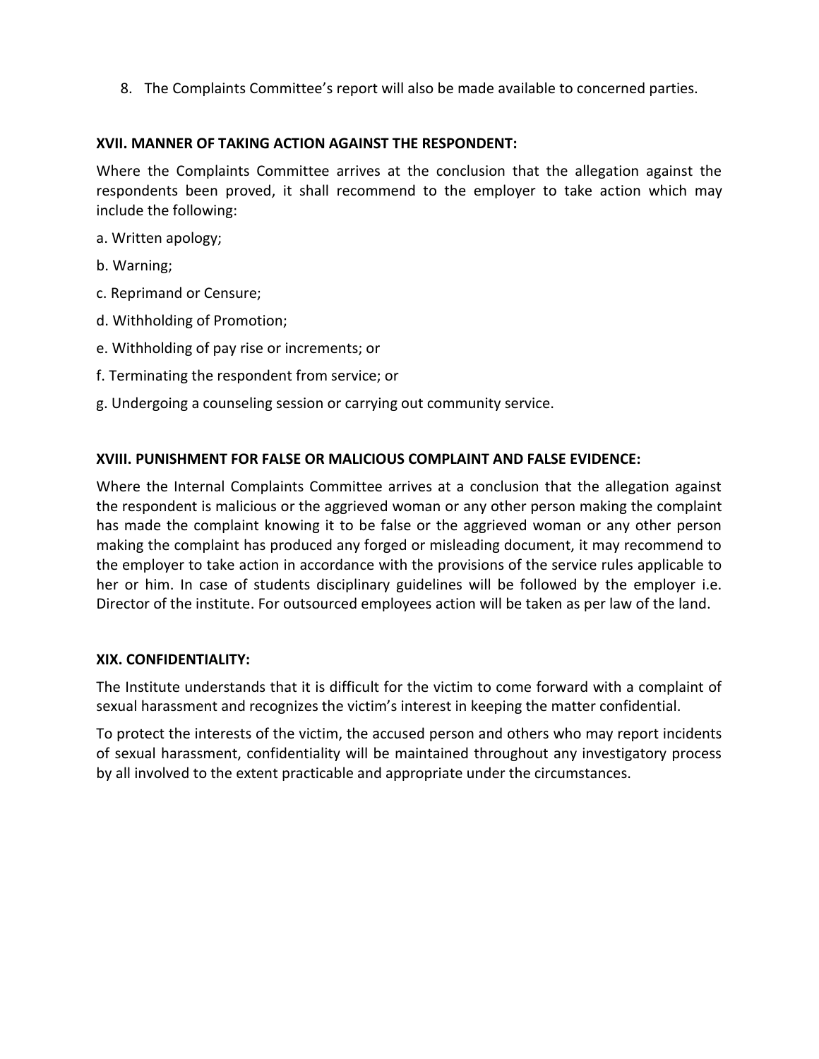8. The Complaints Committee's report will also be made available to concerned parties.

**XVII. MANNER OF TAKING ACTION AGAINST THE RESPONDENT:**

Where the Complaints Committee arrives at the conclusion that the allegation against the respondents been proved, it shall recommend to the employer to take action which may include the following:

a. Written apology;

b. Warning;

c. Reprimand or Censure;

d. Withholding of Promotion;

e. Withholding of pay rise or increments; or

f. Terminating the respondent from service; or

g. Undergoing a counseling session or carrying out community service.

**XVIII. PUNISHMENT FOR FALSE OR MALICIOUS COMPLAINT AND FALSE EVIDENCE:**

Where the Internal Complaints Committee arrives at a conclusion that the allegation against the respondent is malicious or the aggrieved woman or any other person making the complaint has made the complaint knowing it to be false or the aggrieved woman or any other person making the complaint has produced any forged or misleading document, it may recommend to the employer to take action in accordance with the provisions of the service rules applicable to her or him. In case of students disciplinary guidelines will be followed by the employer i.e. Director of the institute. For outsourced employees action will be taken as per law of the land.

**XIX. CONFIDENTIALITY:**

The Institute understands that it is difficult for the victim to come forward with a complaint of sexual harassment and recognizes the victim's interest in keeping the matter confidential.

To protect the interests of the victim, the accused person and others who may report incidents of sexual harassment, confidentiality will be maintained throughout any investigatory process by all involved to the extent practicable and appropriate under the circumstances.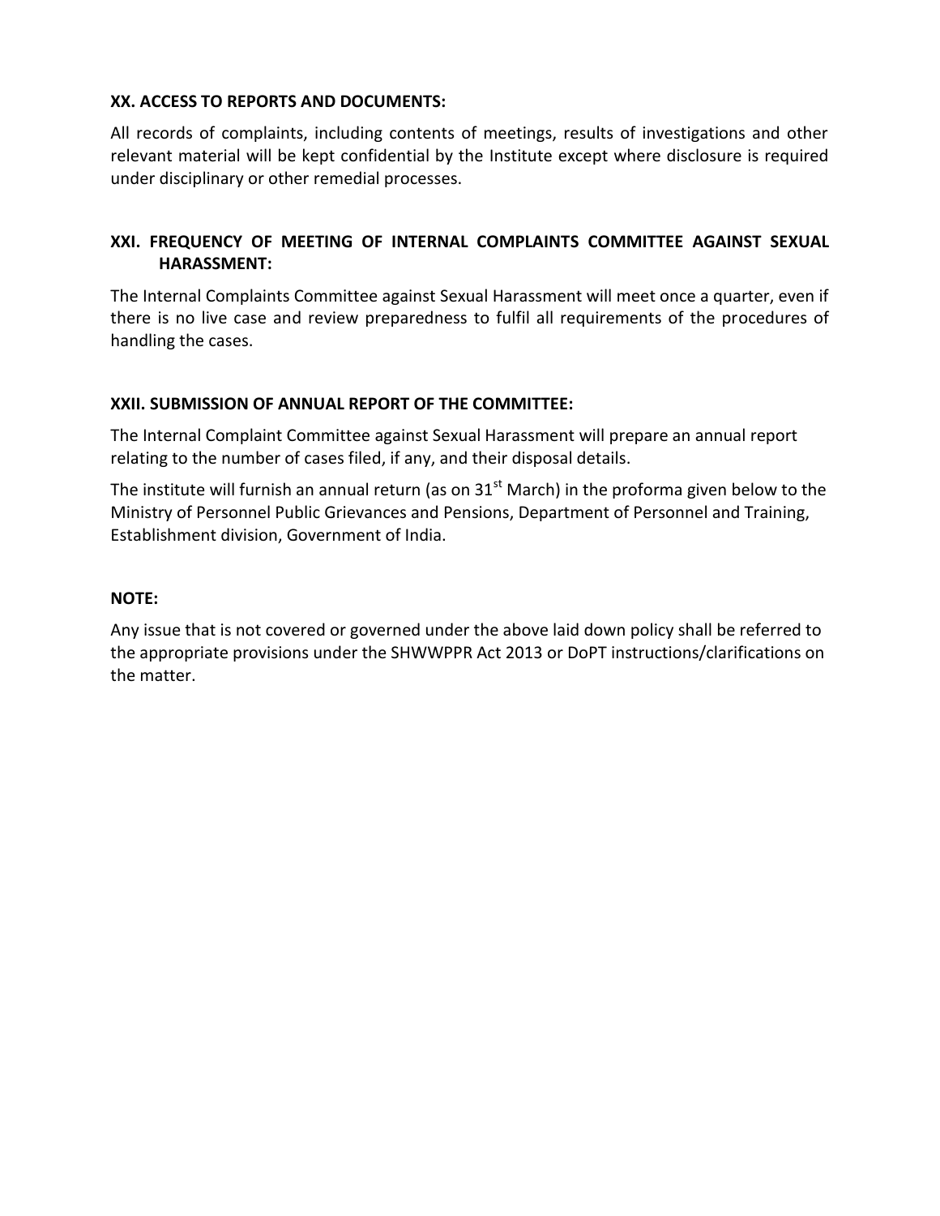### XX. ACCESS TO REPORTS AND DOCUMENTS:

All records of complaints, including contents of meetings, results of investigations and other relevant material will be kept confidential by the Institute except where disclosure is required under disciplinary or other remedial processes.

### XXI. FREQUENCY OF MEETING OF INTERNAL COMPLAINTS COMMITTEE AGAINST SEXUAL HARASSMENT:

The Internal Complaints Committee against Sexual Harassment will meet once a quarter, even if there is no live case and review preparedness to fulfil all requirements of the procedures of handling the cases.

### XXII. SUBMISSION OF ANNUAL REPORT OF THE COMMITTEE:

The Internal Complaint Committee against Sexual Harassment will prepare an annual report relating to the number of cases filed, if any, and their disposal details.

The institute will furnish an annual return (as on 31st March) in the proforma given below to the Ministry of Personnel Public Grievances and Pensions, Department of Personnel and Training, Establishment division, Government of India.

**NOTE:**

Any issue that is not covered or governed under the above laid down policy shall be referred to the appropriate provisions under the SHWWPPR Act 2013 or DoPT instructions/clarifications on the matter.